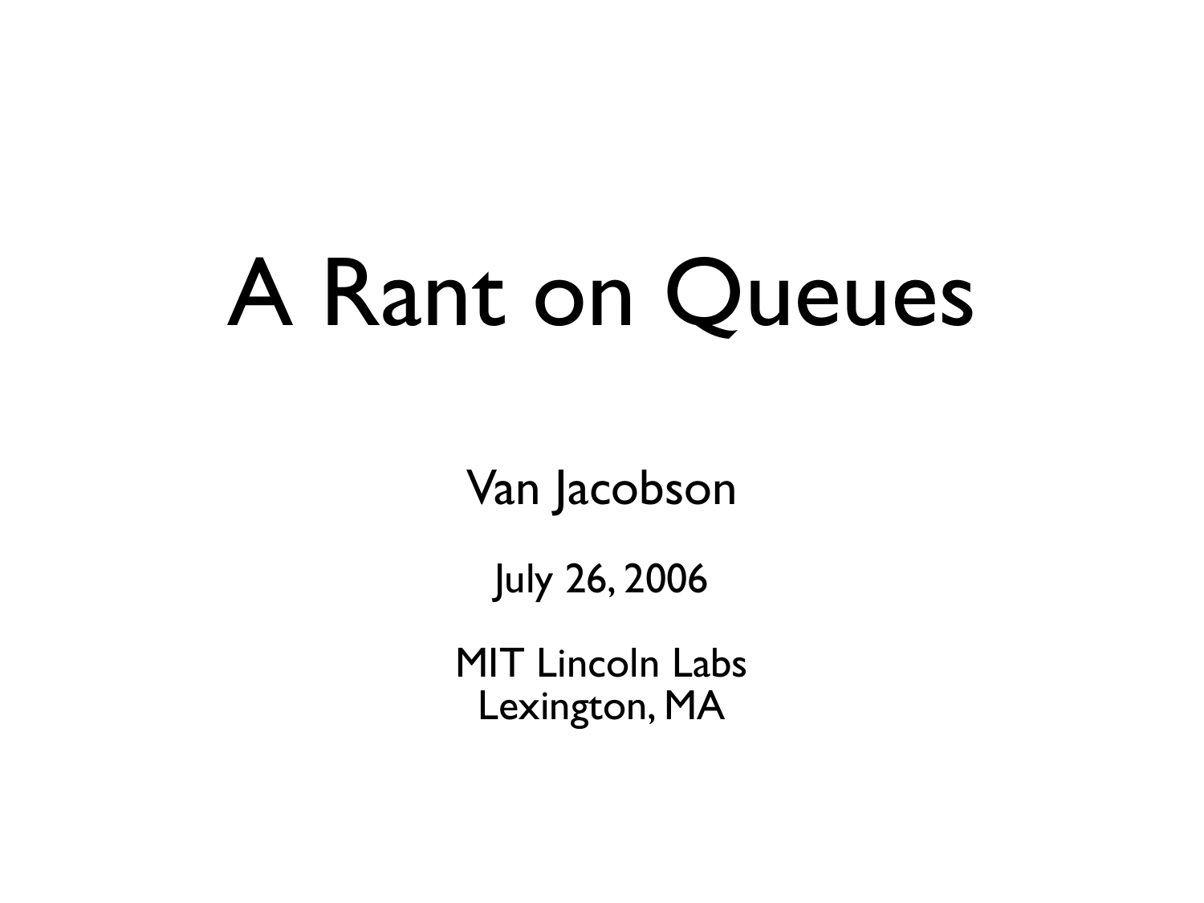# A Rant on Queues

Van Jacobson

July 26, 2006

MIT Lincoln Labs
Lexington, MA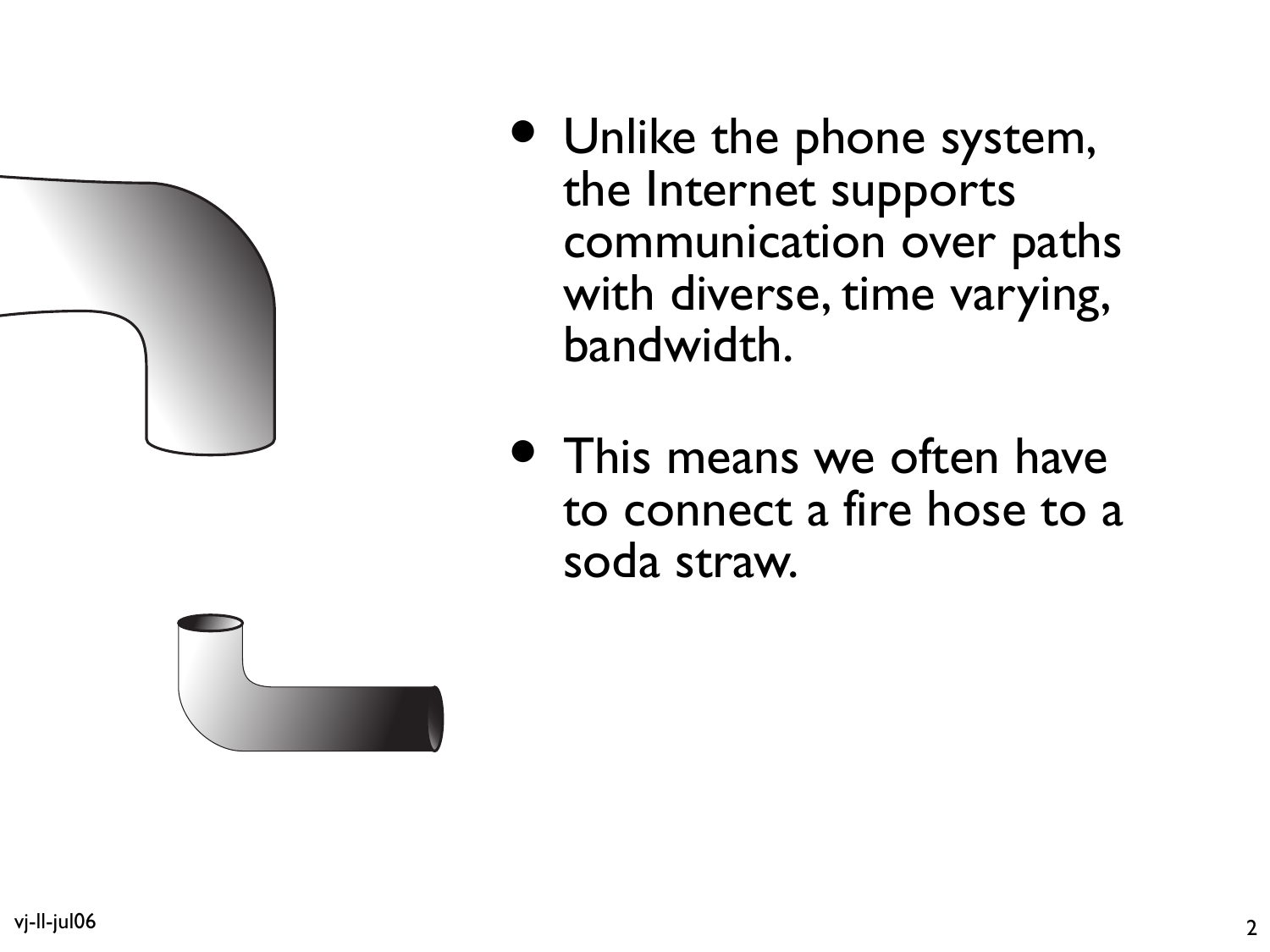- Unlike the phone system, the Internet supports communication over paths with diverse, time varying, bandwidth.

- This means we often have to connect a fire hose to a soda straw.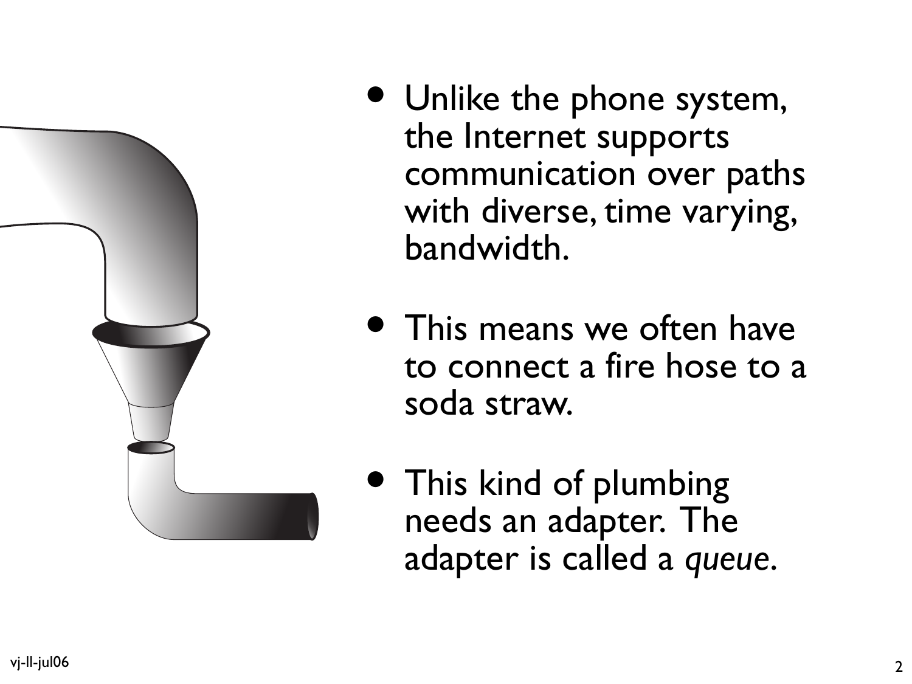- Unlike the phone system, the Internet supports communication over paths with diverse, time varying, bandwidth.

- This means we often have to connect a fire hose to a soda straw.

- This kind of plumbing needs an adapter. The adapter is called a *queue*.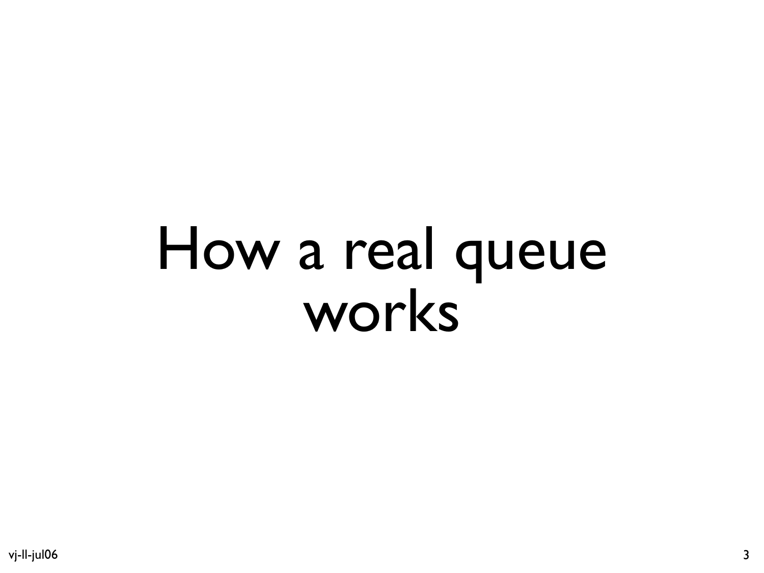# How a real queue works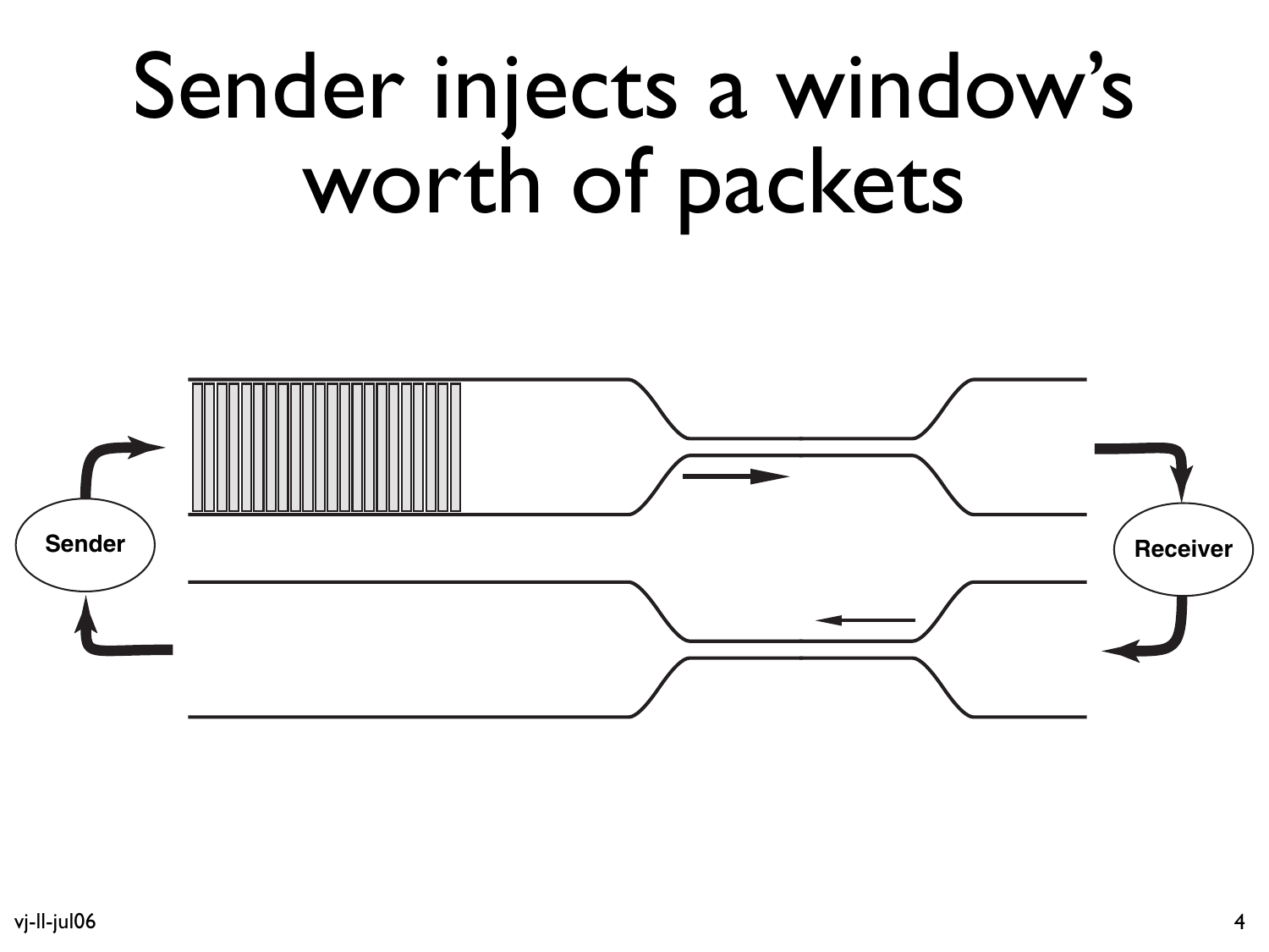# Sender injects a window's worth of packets

Sender

Receiver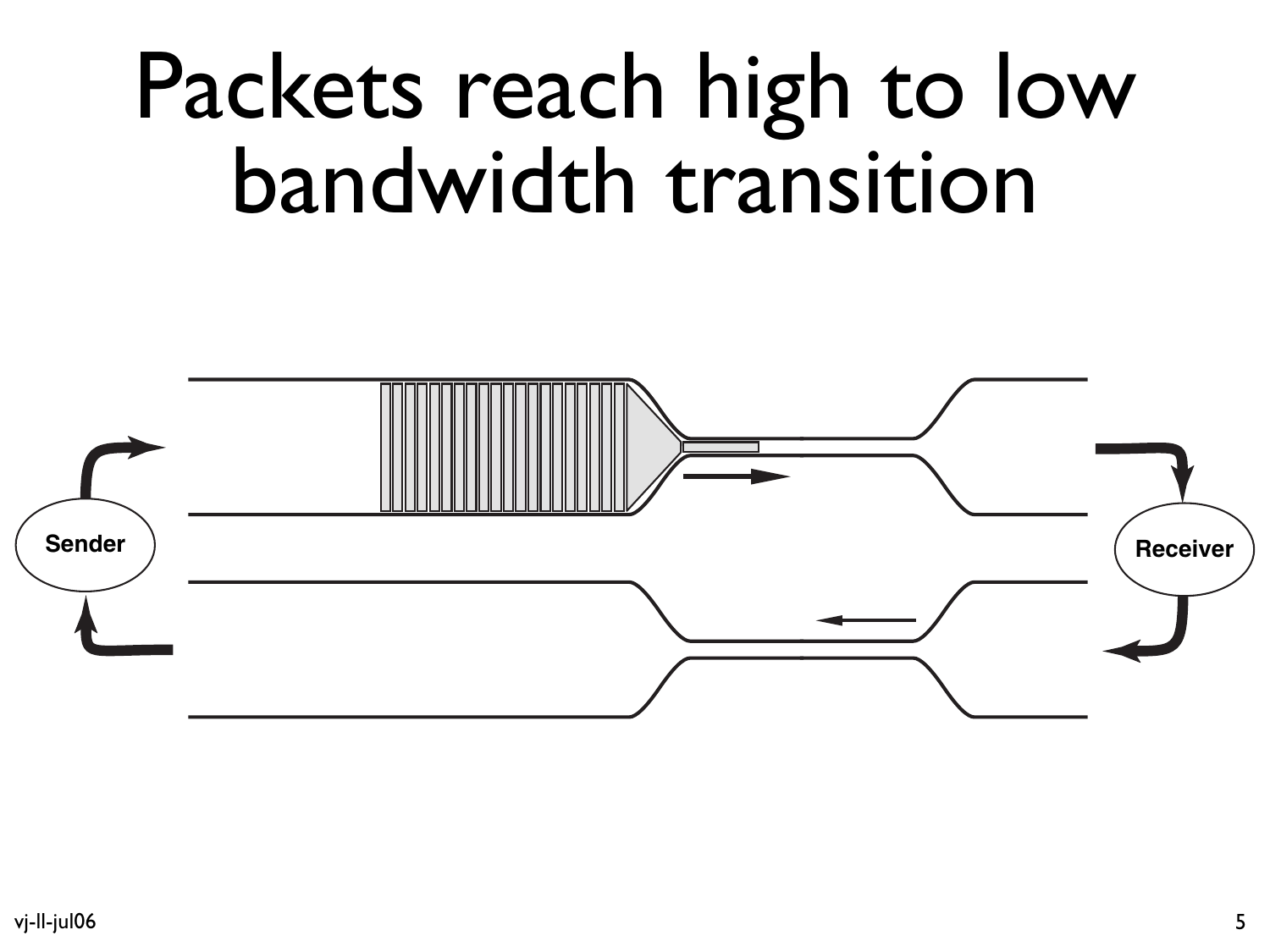# Packets reach high to low bandwidth transition

Sender

Receiver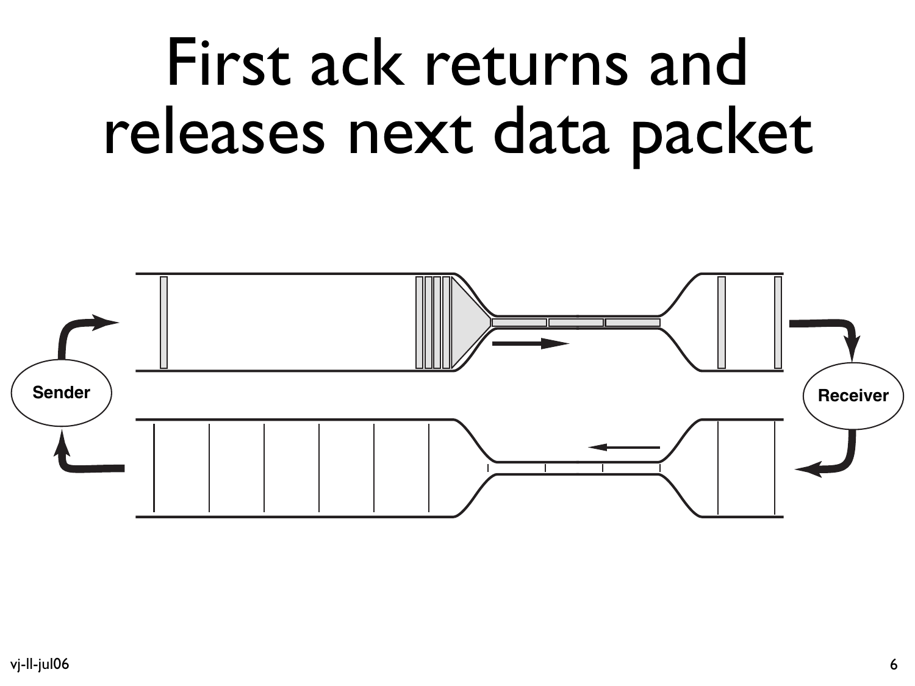# First ack returns and releases next data packet

Sender

Receiver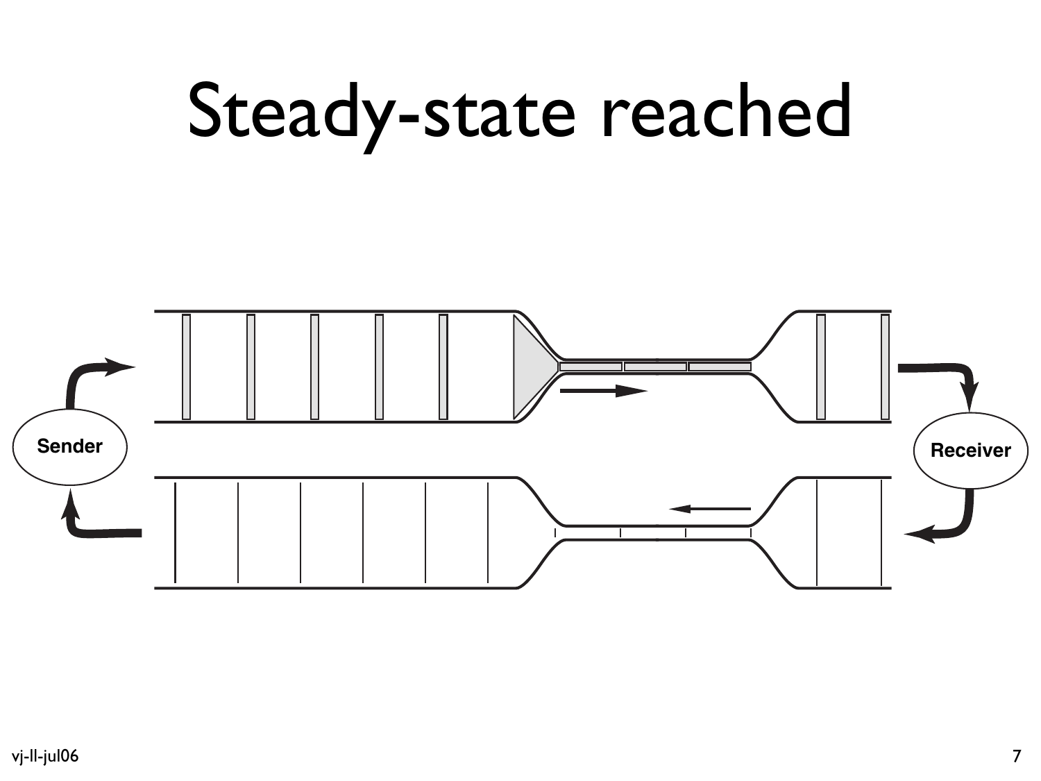# Steady-state reached

Sender

Receiver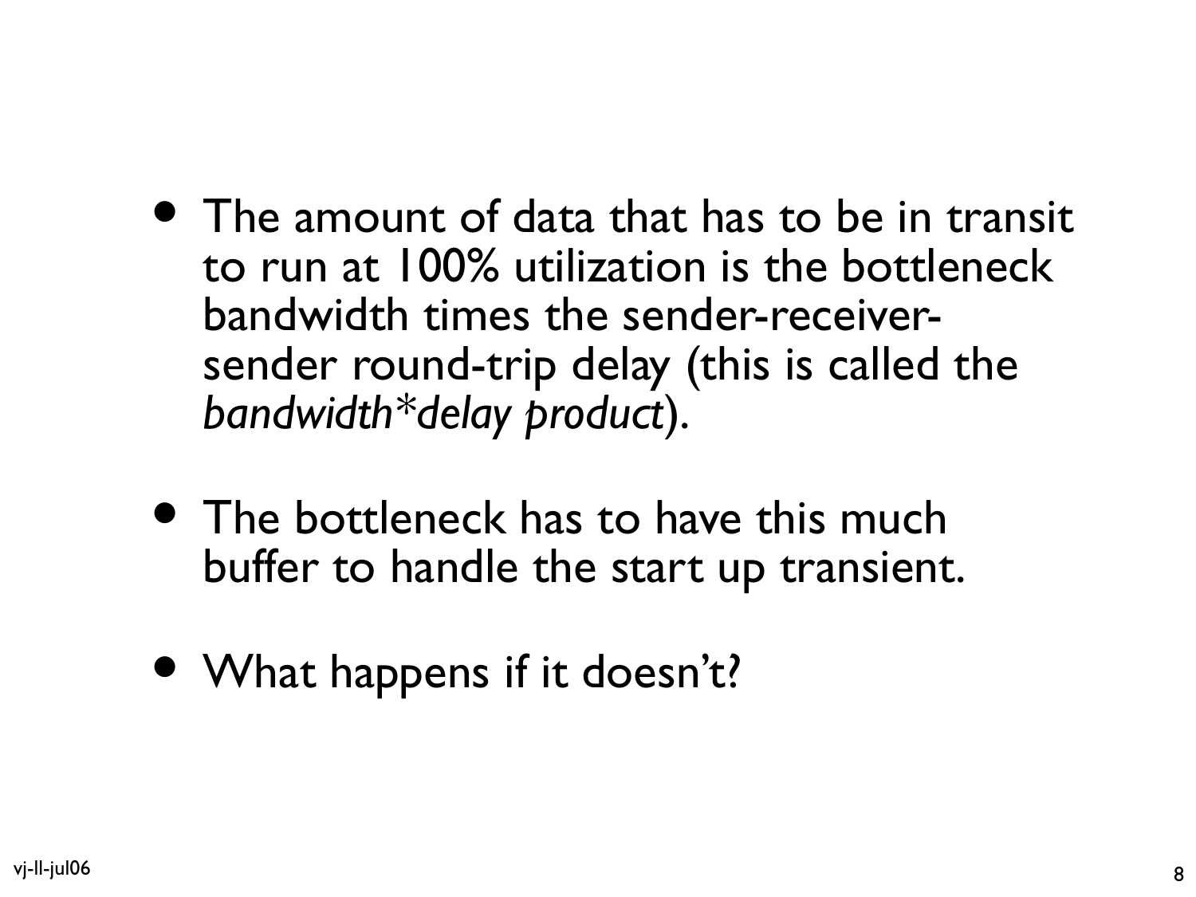- The amount of data that has to be in transit to run at 100% utilization is the bottleneck bandwidth times the sender-receiver-sender round-trip delay (this is called the *bandwidth*delay product*).
- The bottleneck has to have this much buffer to handle the start up transient.
- What happens if it doesn't?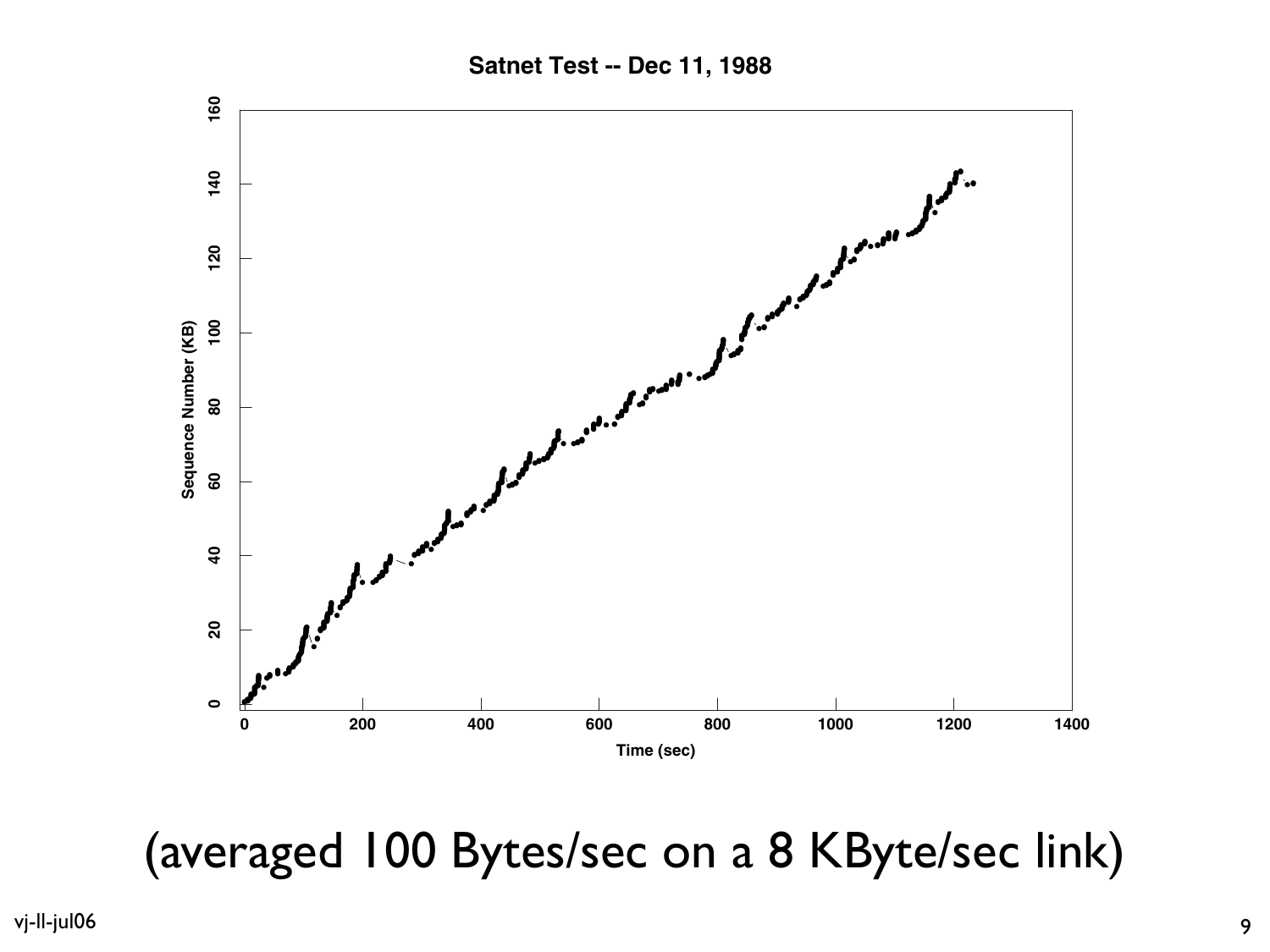Satnet Test -- Dec 11, 1988

(averaged 100 Bytes/sec on a 8 KByte/sec link)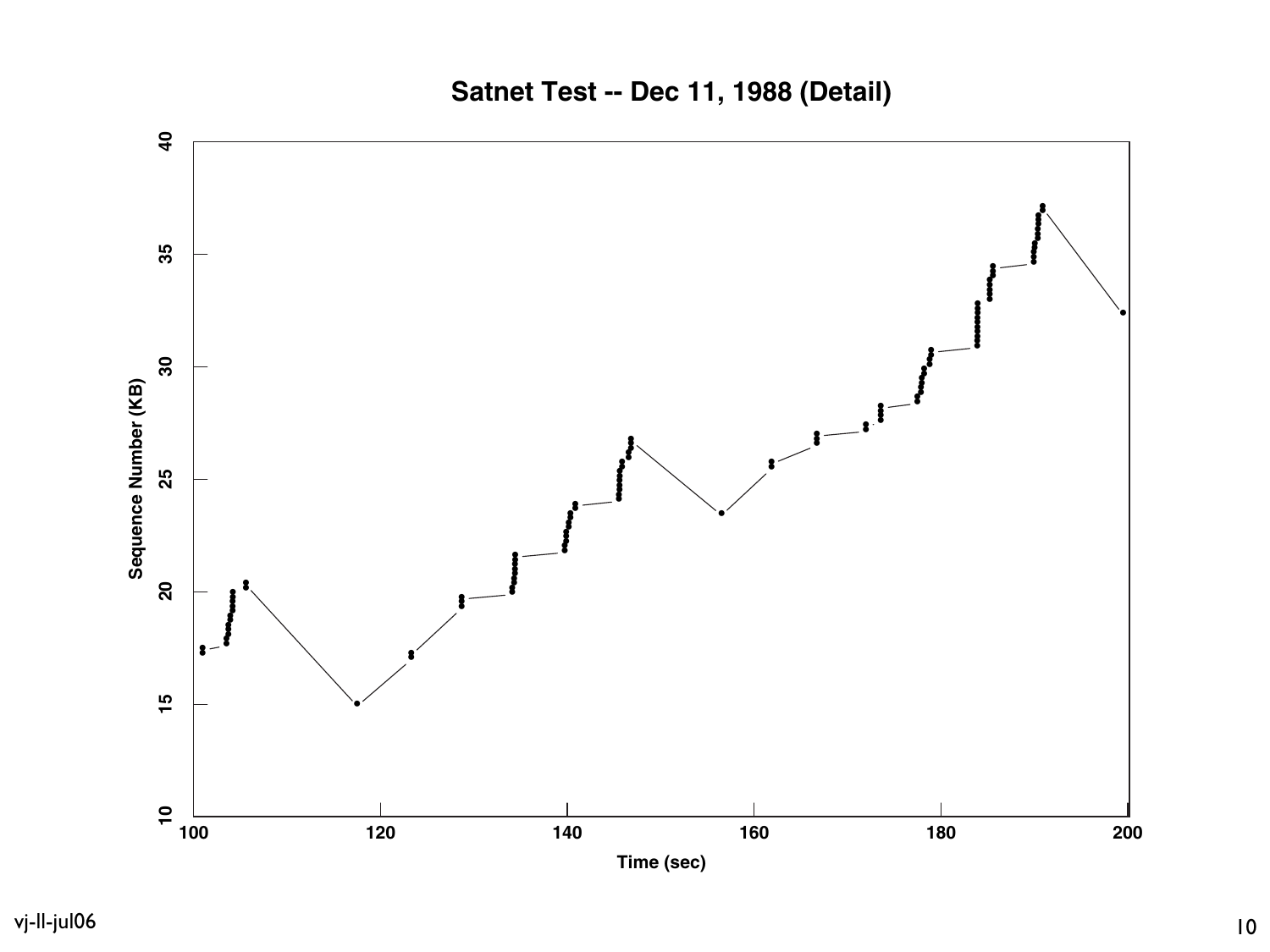# Satnet Test -- Dec 11, 1988 (Detail)

Sequence Number (KB)

Time (sec)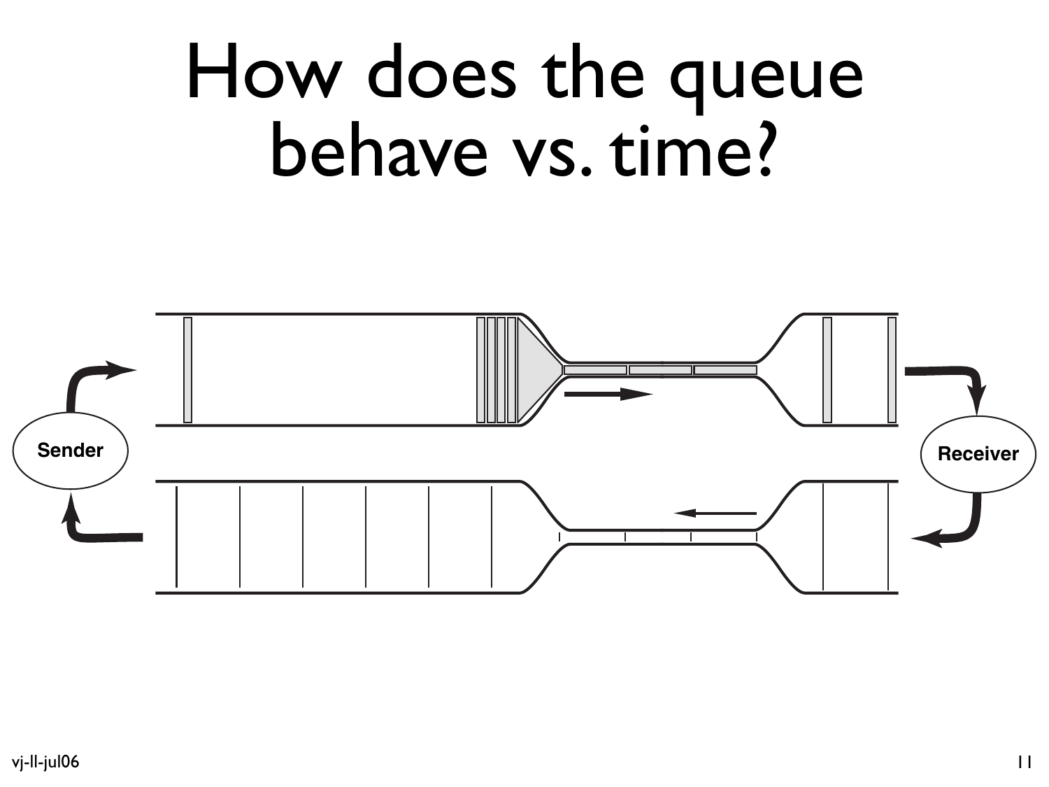# How does the queue behave vs. time?

Sender

Receiver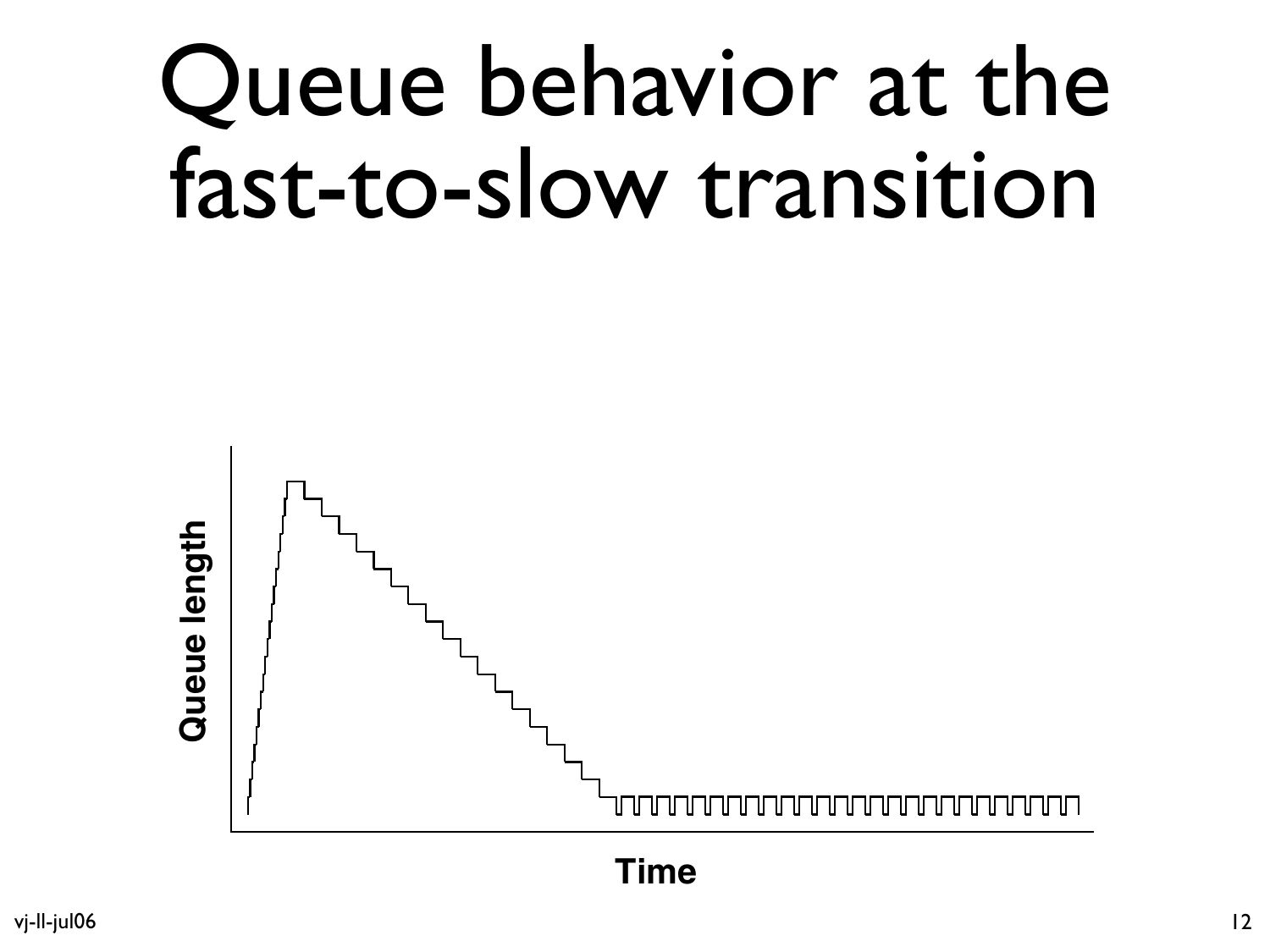# Queue behavior at the fast-to-slow transition

Queue length

Time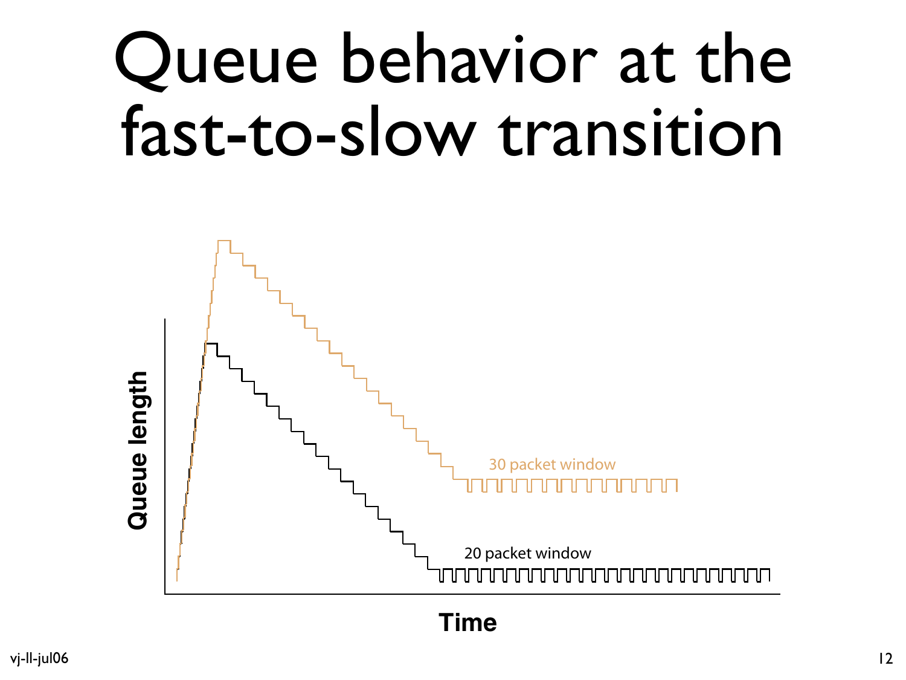# Queue behavior at the fast-to-slow transition

Queue length

Time

30 packet window

20 packet window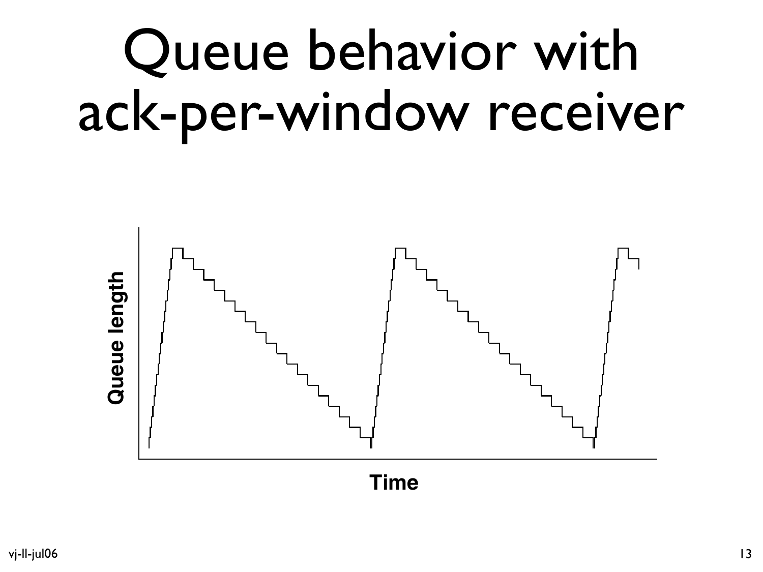# Queue behavior with ack-per-window receiver

Queue length

Time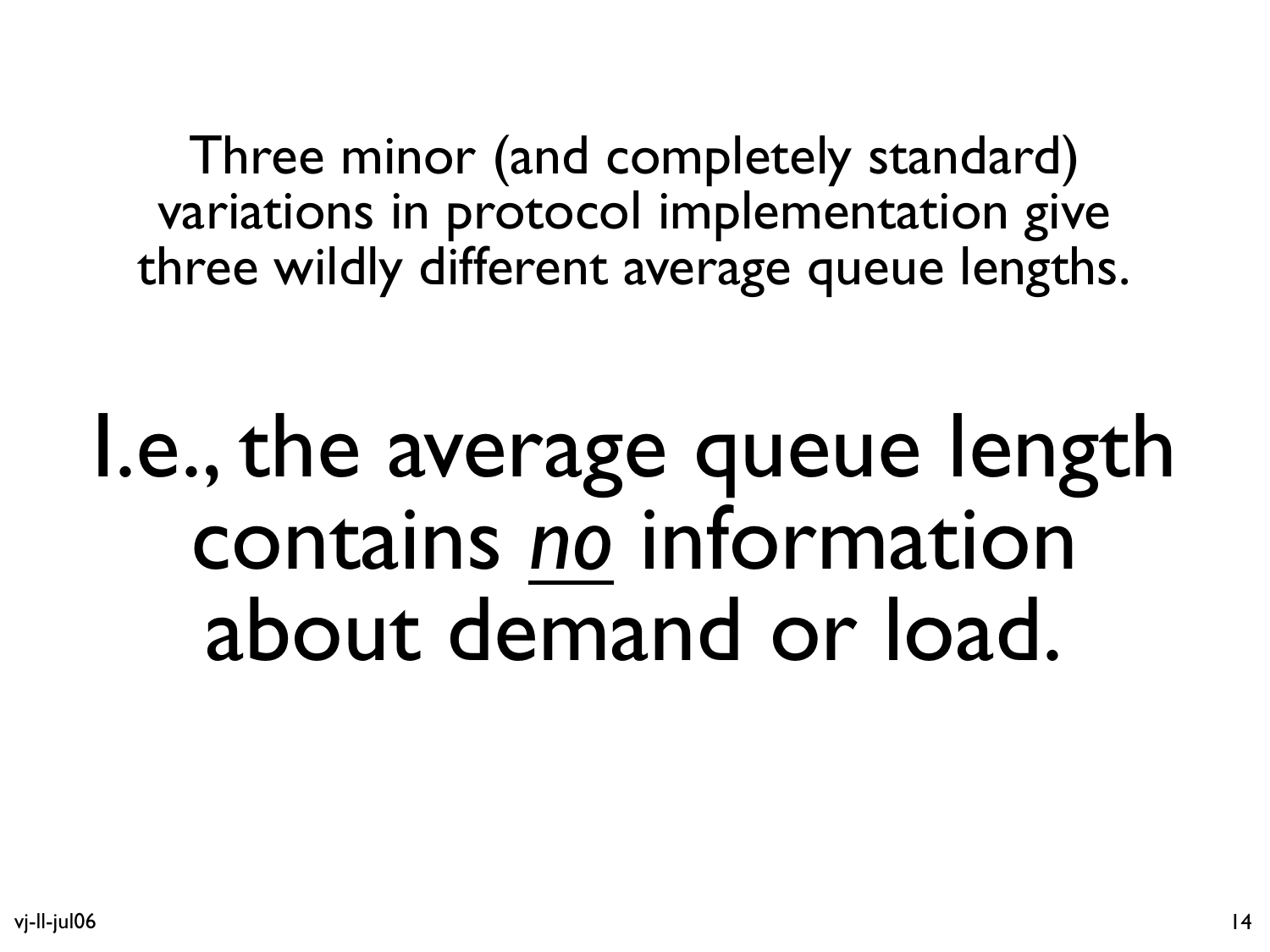Three minor (and completely standard) variations in protocol implementation give three wildly different average queue lengths.

# I.e., the average queue length contains *no* information about demand or load.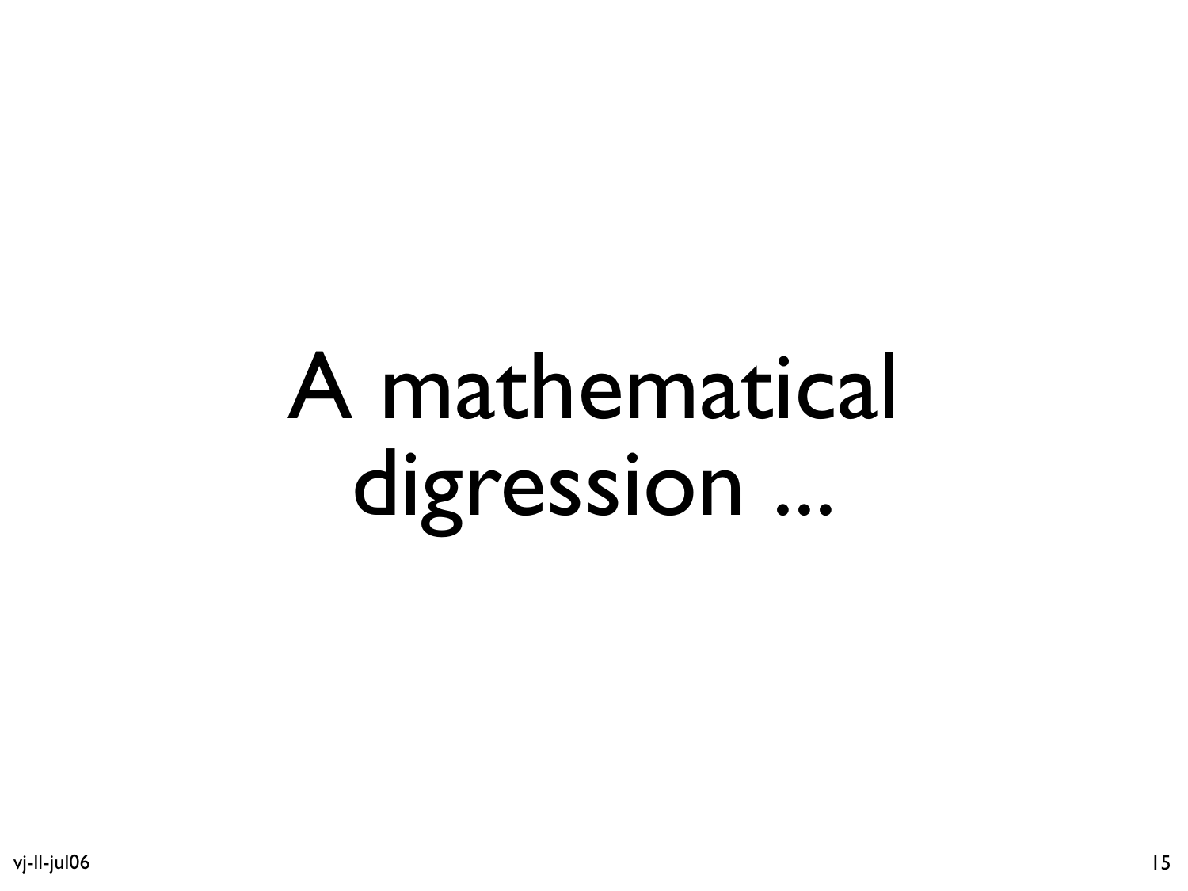# A mathematical digression ...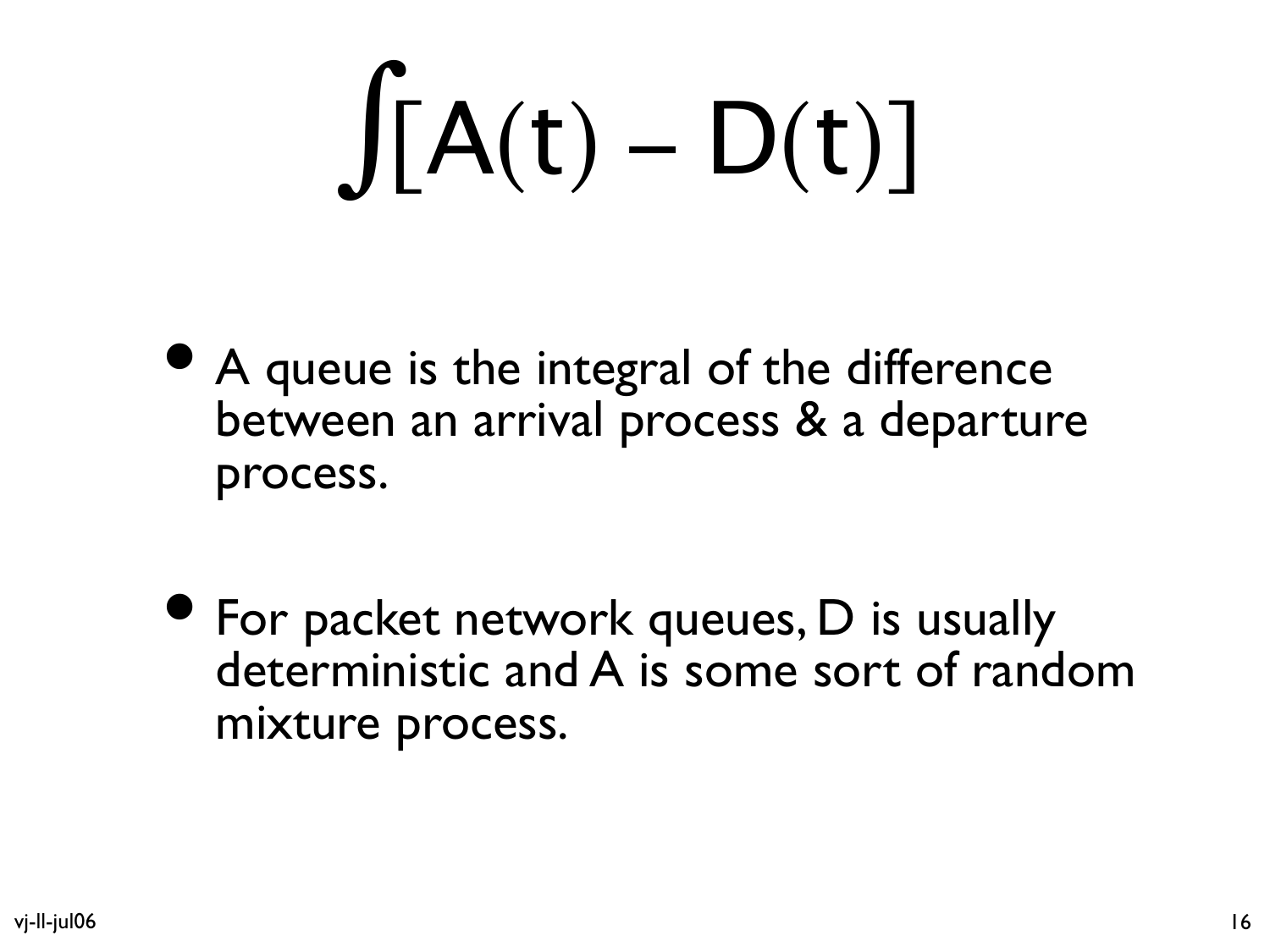# $\int [A(t) - D(t)]$

- A queue is the integral of the difference between an arrival process & a departure process.

- For packet network queues, D is usually deterministic and A is some sort of random mixture process.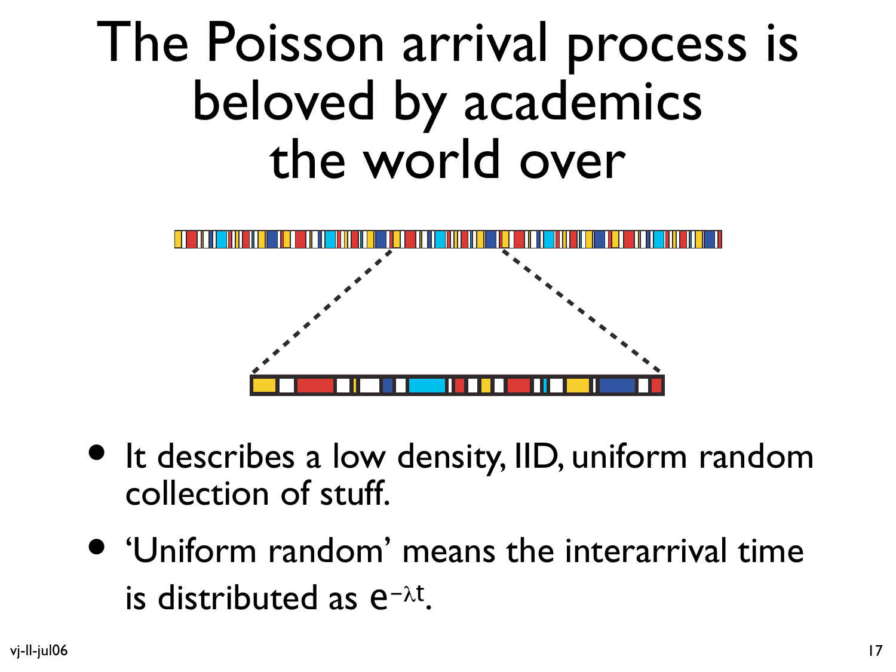# The Poisson arrival process is beloved by academics the world over

- It describes a low density, IID, uniform random collection of stuff.
- 'Uniform random' means the interarrival time is distributed as $e^{-\lambda t}$.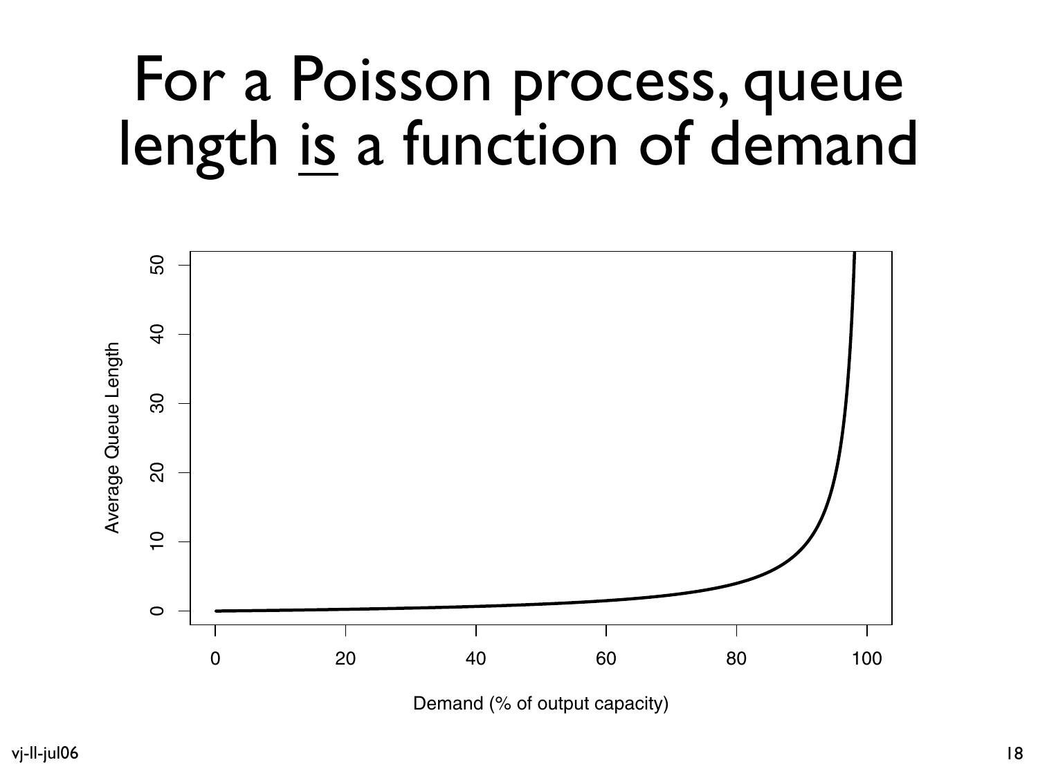# For a Poisson process, queue length <u>is</u> a function of demand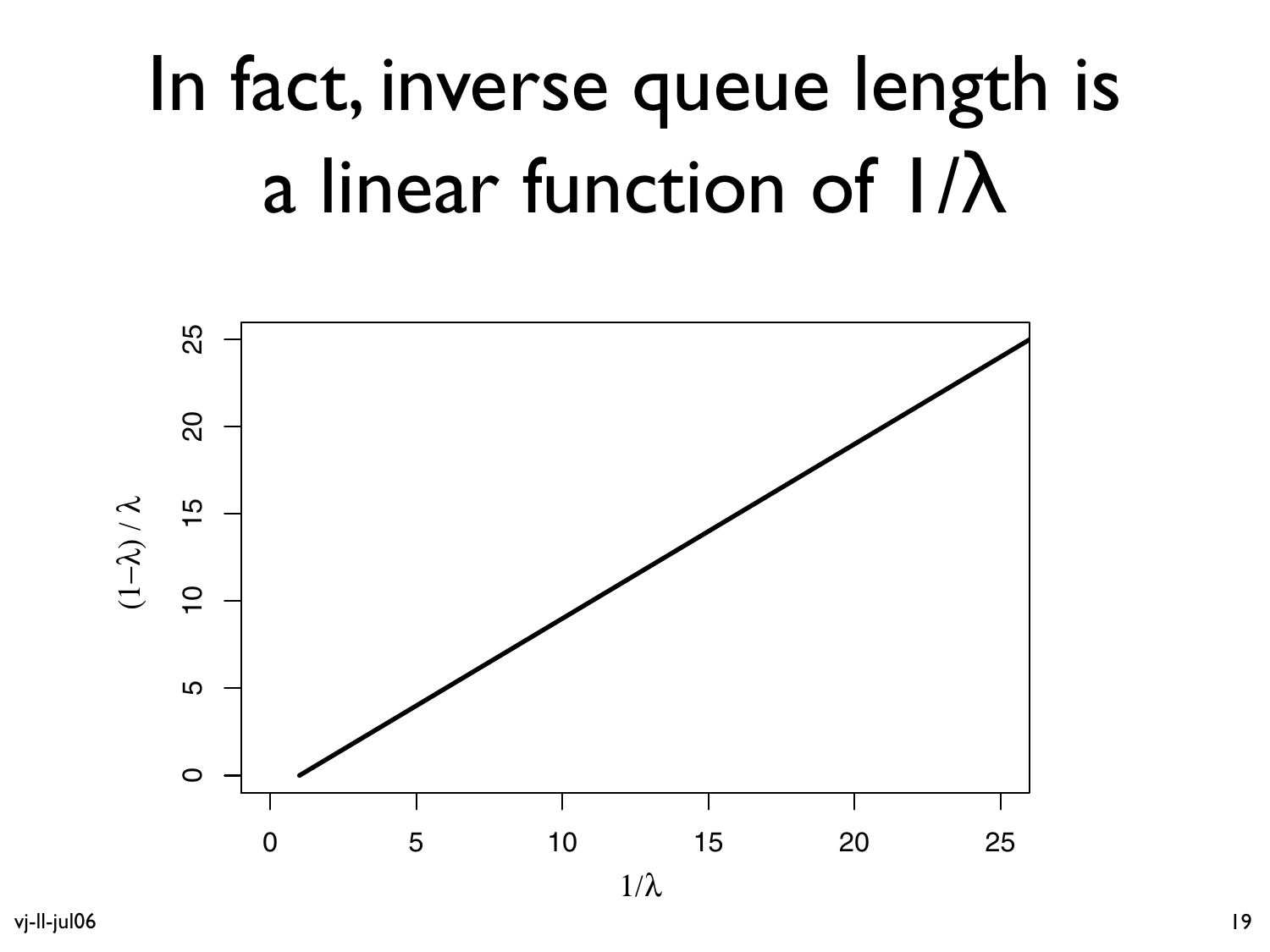# In fact, inverse queue length is a linear function of $1/\lambda$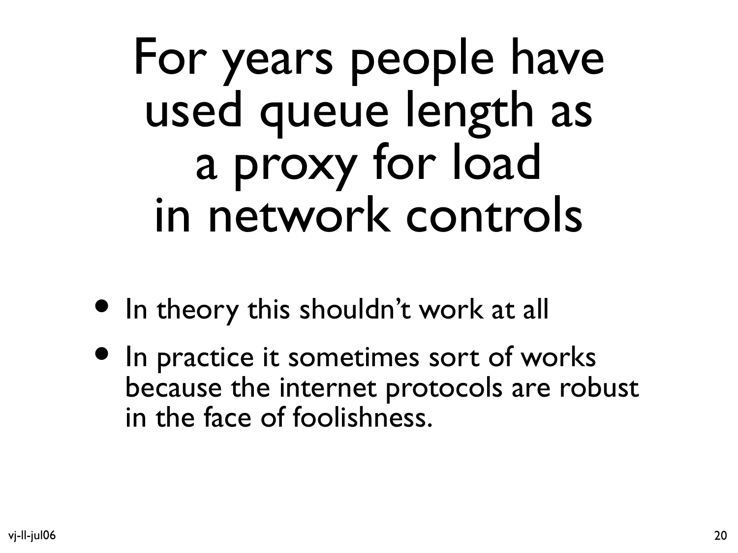# For years people have used queue length as a proxy for load in network controls

- In theory this shouldn't work at all
- In practice it sometimes sort of works because the internet protocols are robust in the face of foolishness.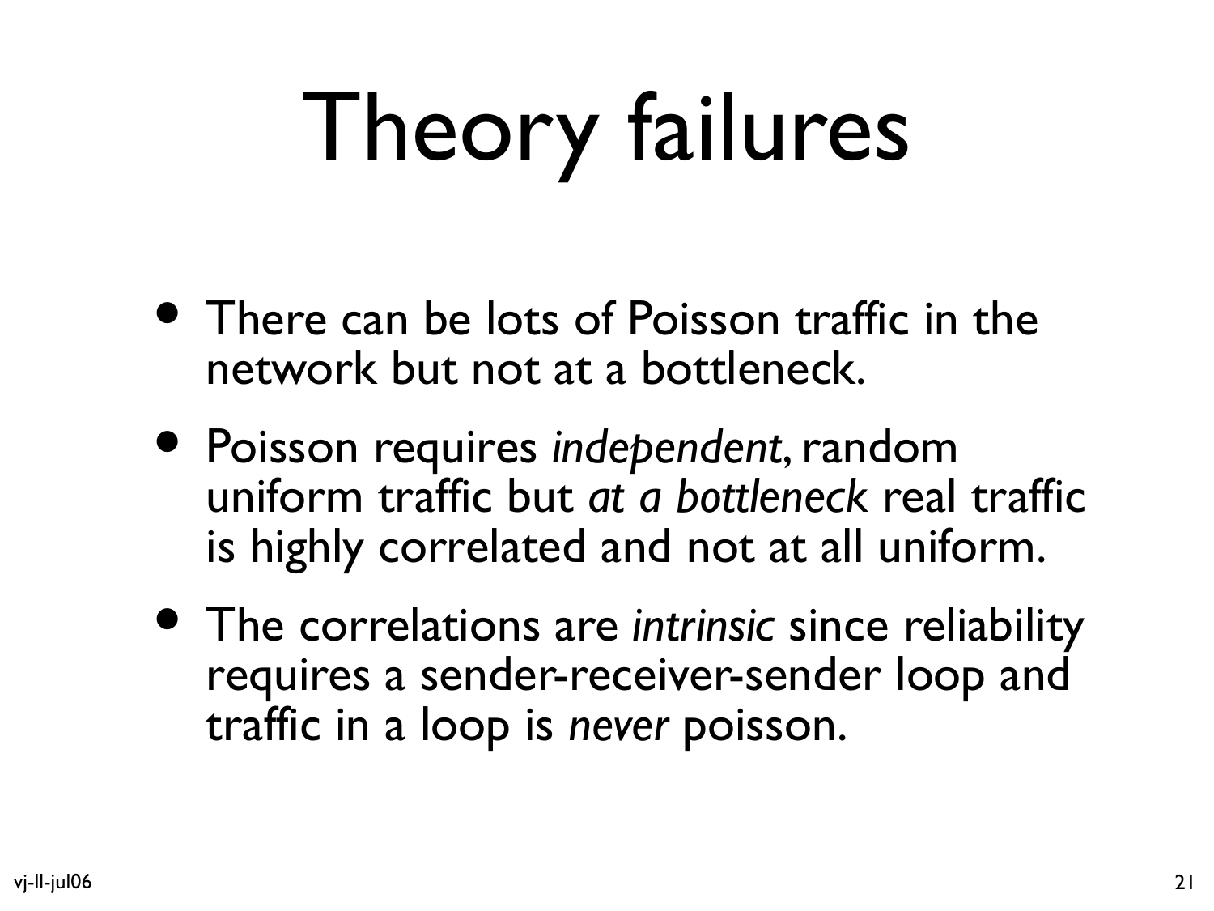# Theory failures

- There can be lots of Poisson traffic in the network but not at a bottleneck.
- Poisson requires *independent*, random uniform traffic but *at a bottleneck* real traffic is highly correlated and not at all uniform.
- The correlations are *intrinsic* since reliability requires a sender-receiver-sender loop and traffic in a loop is *never* poisson.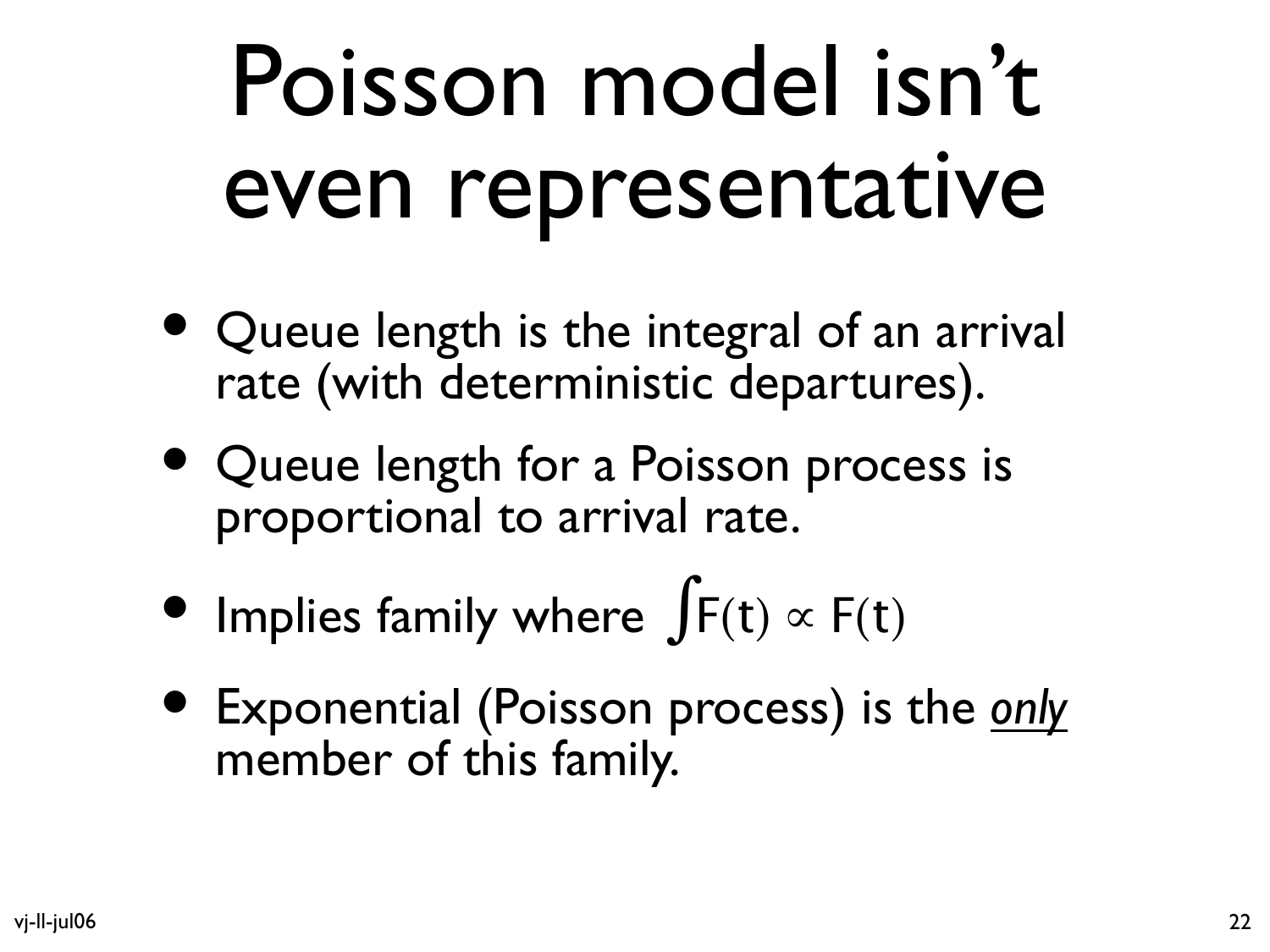# Poisson model isn't even representative

- Queue length is the integral of an arrival rate (with deterministic departures).
- Queue length for a Poisson process is proportional to arrival rate.
- Implies family where $\int F(t) \propto F(t)$
- Exponential (Poisson process) is the *<u>only</u>* member of this family.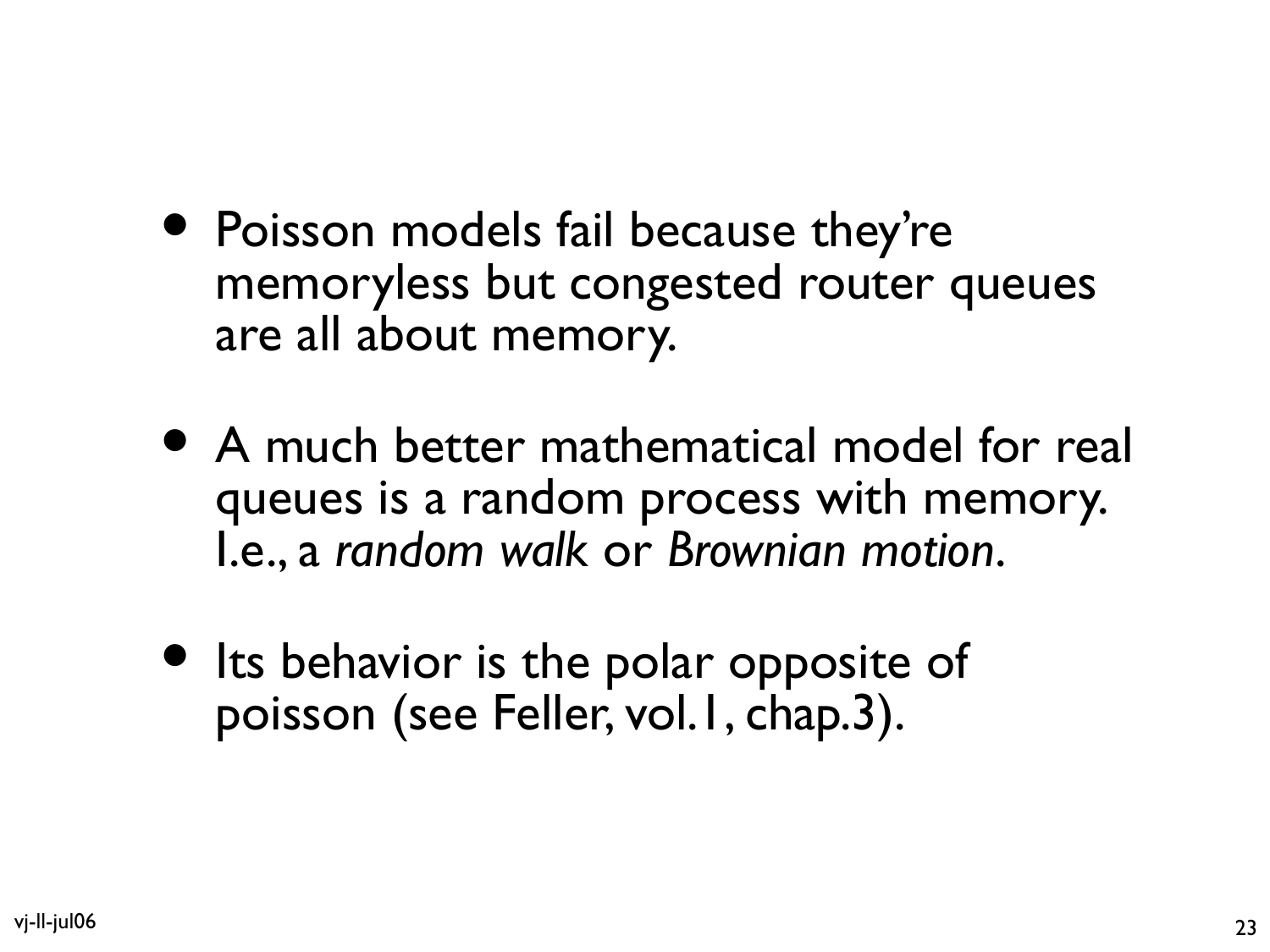- Poisson models fail because they're memoryless but congested router queues are all about memory.
- A much better mathematical model for real queues is a random process with memory. I.e., a *random walk* or *Brownian motion*.
- Its behavior is the polar opposite of poisson (see Feller, vol.1, chap.3).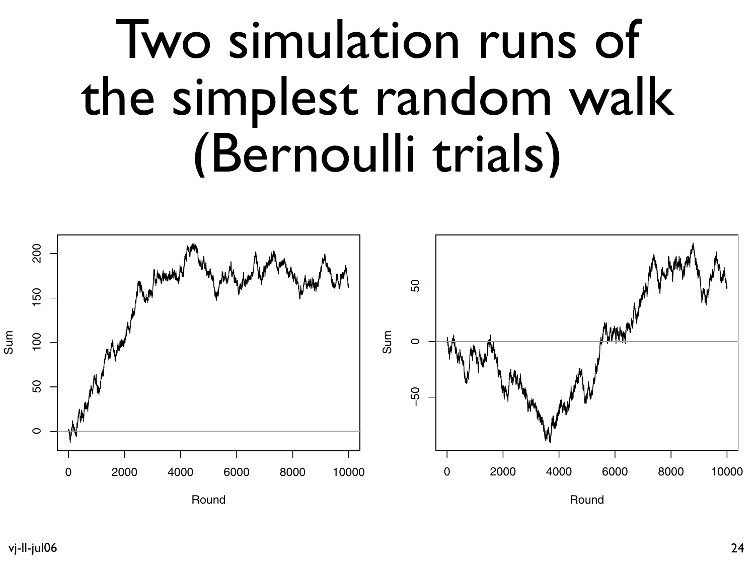# Two simulation runs of the simplest random walk (Bernoulli trials)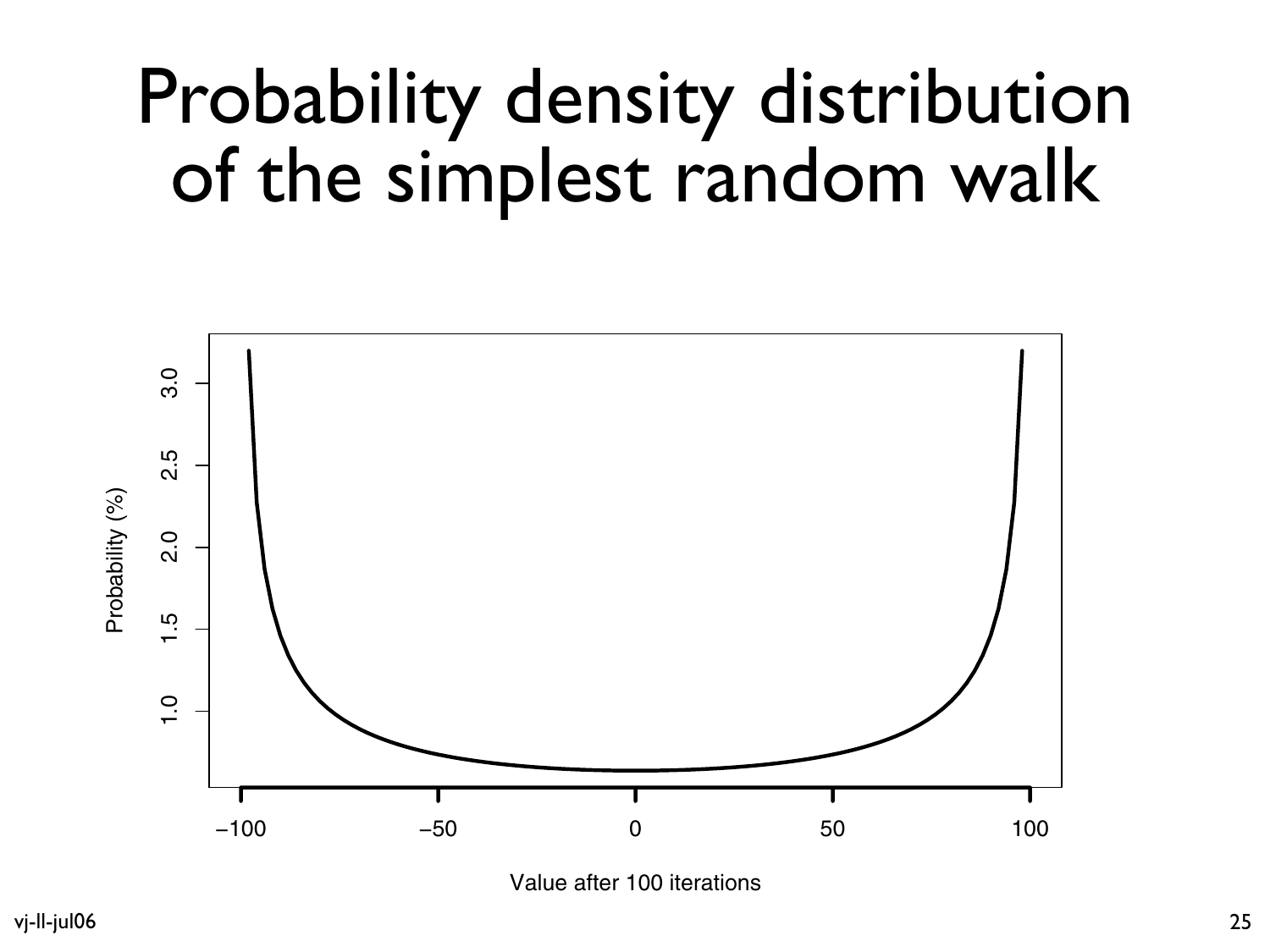# Probability density distribution of the simplest random walk

Probability (%)

3.0
2.5
2.0
1.5
1.0

−100 −50 0 50 100

Value after 100 iterations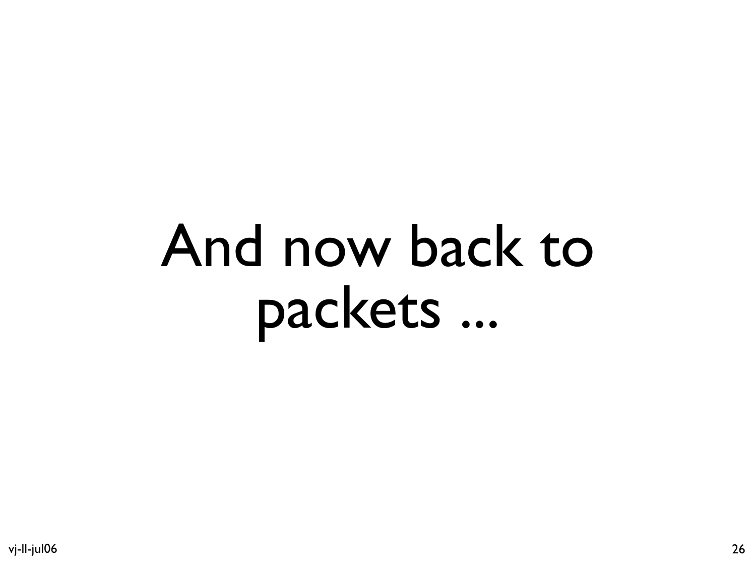# And now back to packets ...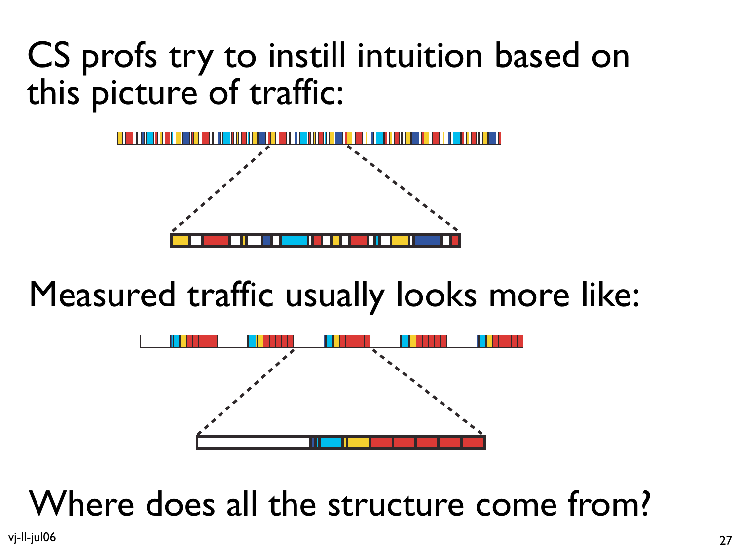CS profs try to instill intuition based on this picture of traffic:

Measured traffic usually looks more like:

Where does all the structure come from?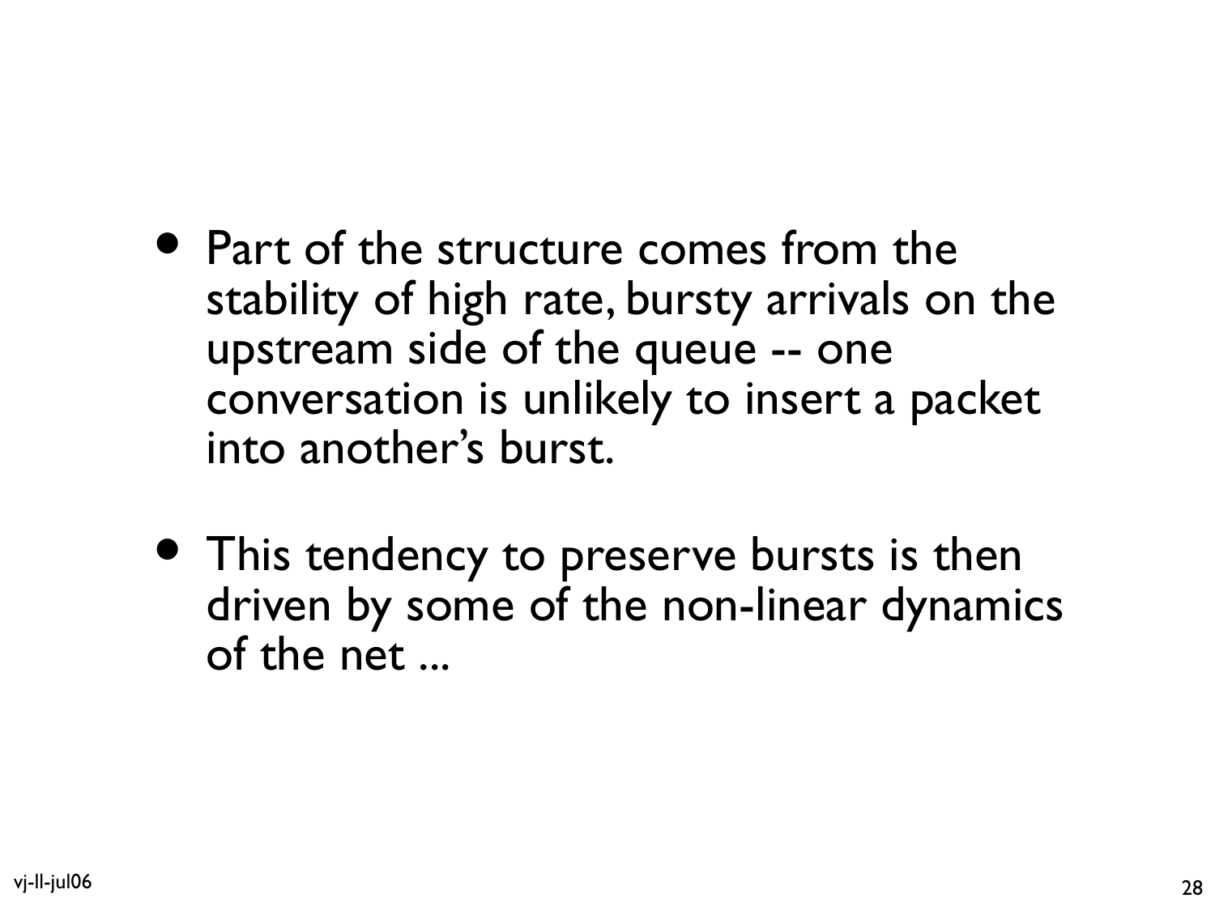- Part of the structure comes from the stability of high rate, bursty arrivals on the upstream side of the queue -- one conversation is unlikely to insert a packet into another's burst.

- This tendency to preserve bursts is then driven by some of the non-linear dynamics of the net ...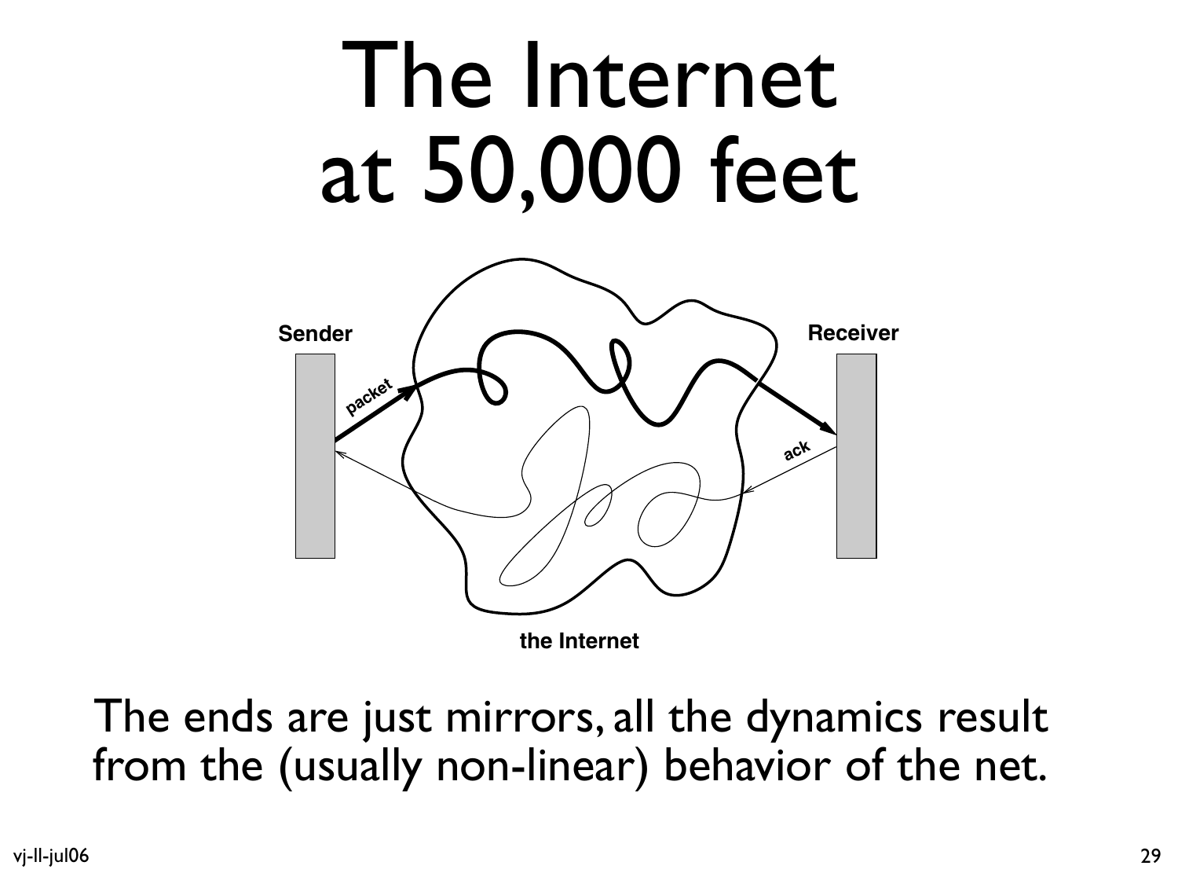# The Internet at 50,000 feet

Sender

packet

Receiver

ack

the Internet

The ends are just mirrors, all the dynamics result from the (usually non-linear) behavior of the net.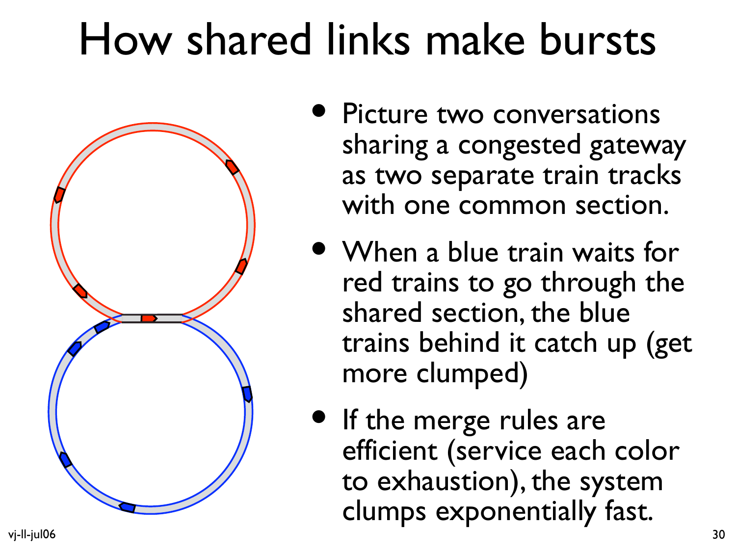# How shared links make bursts

- Picture two conversations sharing a congested gateway as two separate train tracks with one common section.
- When a blue train waits for red trains to go through the shared section, the blue trains behind it catch up (get more clumped)
- If the merge rules are efficient (service each color to exhaustion), the system clumps exponentially fast.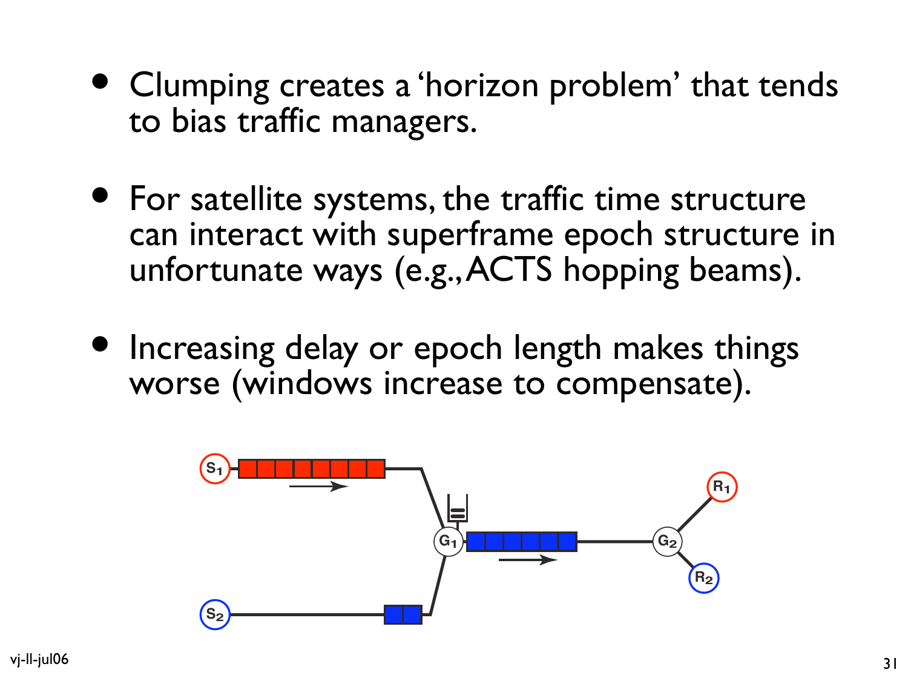- Clumping creates a ‘horizon problem’ that tends to bias traffic managers.

- For satellite systems, the traffic time structure can interact with superframe epoch structure in unfortunate ways (e.g., ACTS hopping beams).

- Increasing delay or epoch length makes things worse (windows increase to compensate).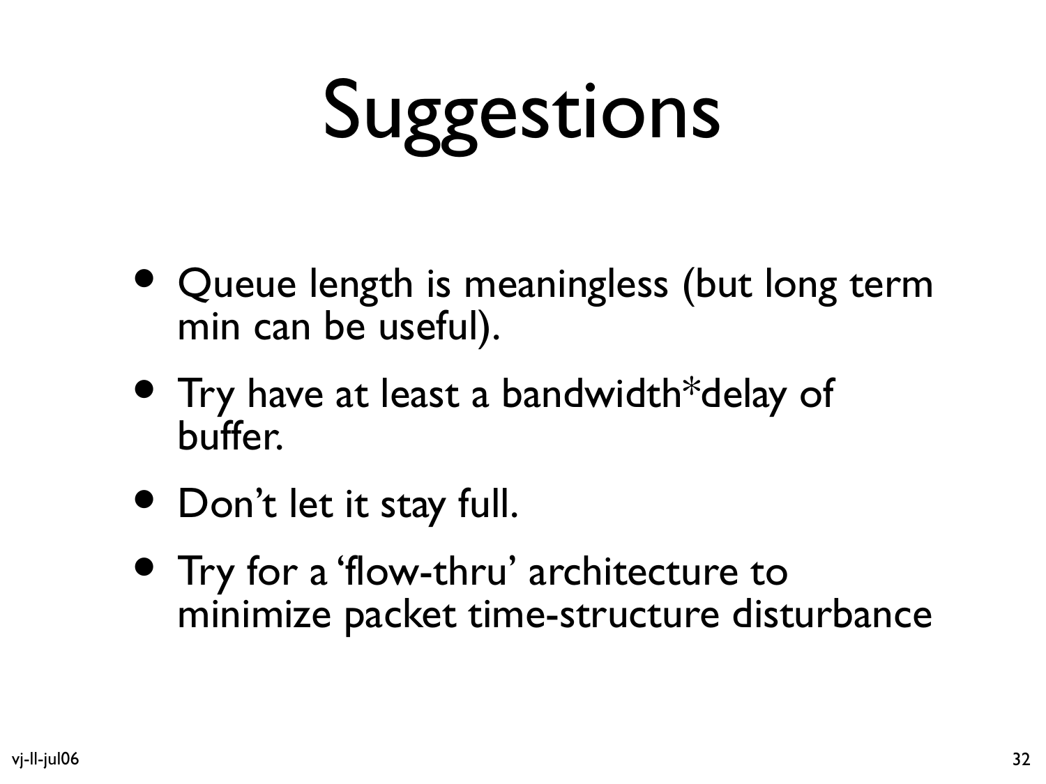# Suggestions

- Queue length is meaningless (but long term min can be useful).
- Try have at least a bandwidth*delay of buffer.
- Don’t let it stay full.
- Try for a ‘flow-thru’ architecture to minimize packet time-structure disturbance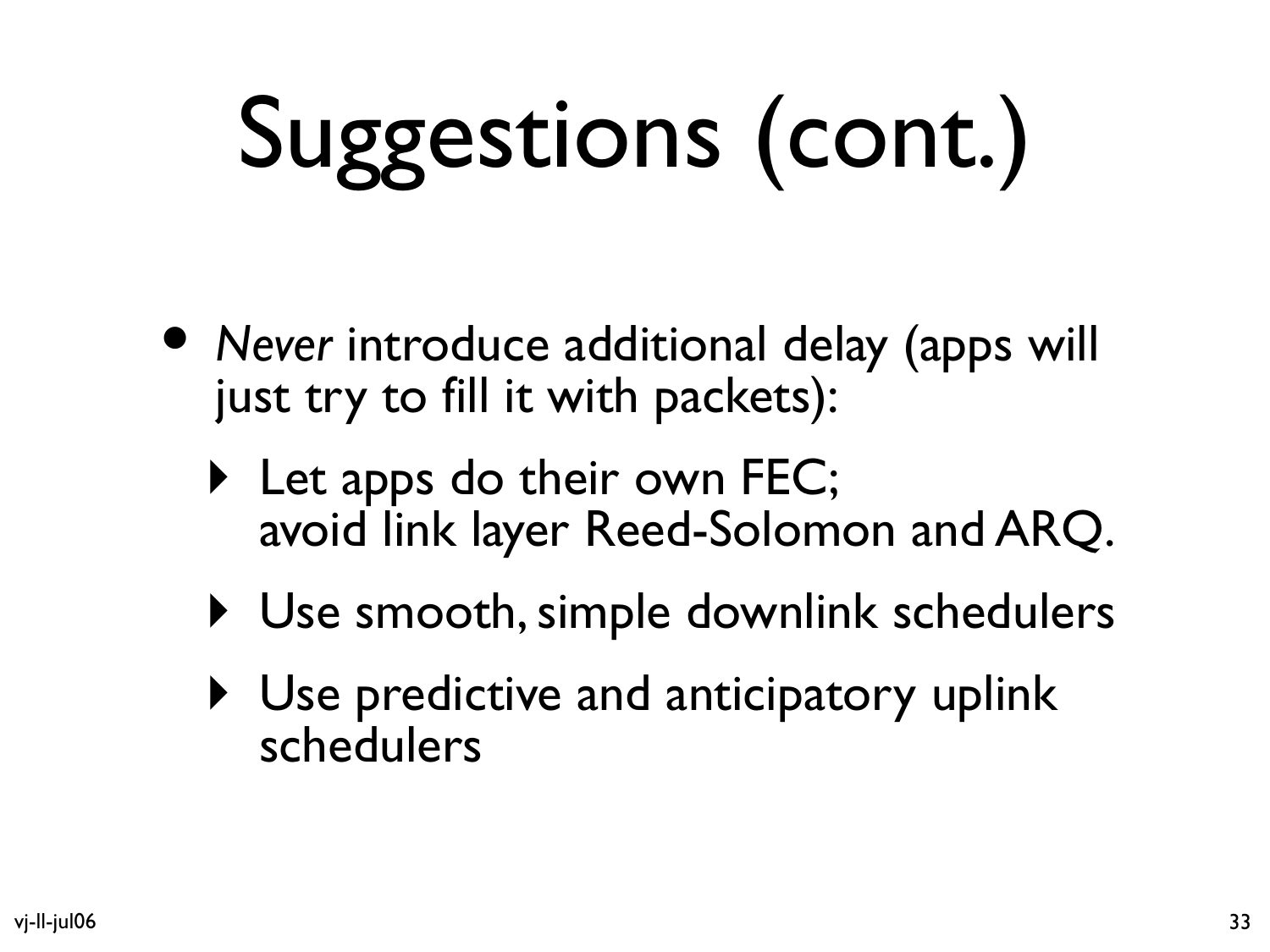# Suggestions (cont.)

- *Never* introduce additional delay (apps will just try to fill it with packets):
  - Let apps do their own FEC;
    avoid link layer Reed-Solomon and ARQ.
  - Use smooth, simple downlink schedulers
  - Use predictive and anticipatory uplink schedulers